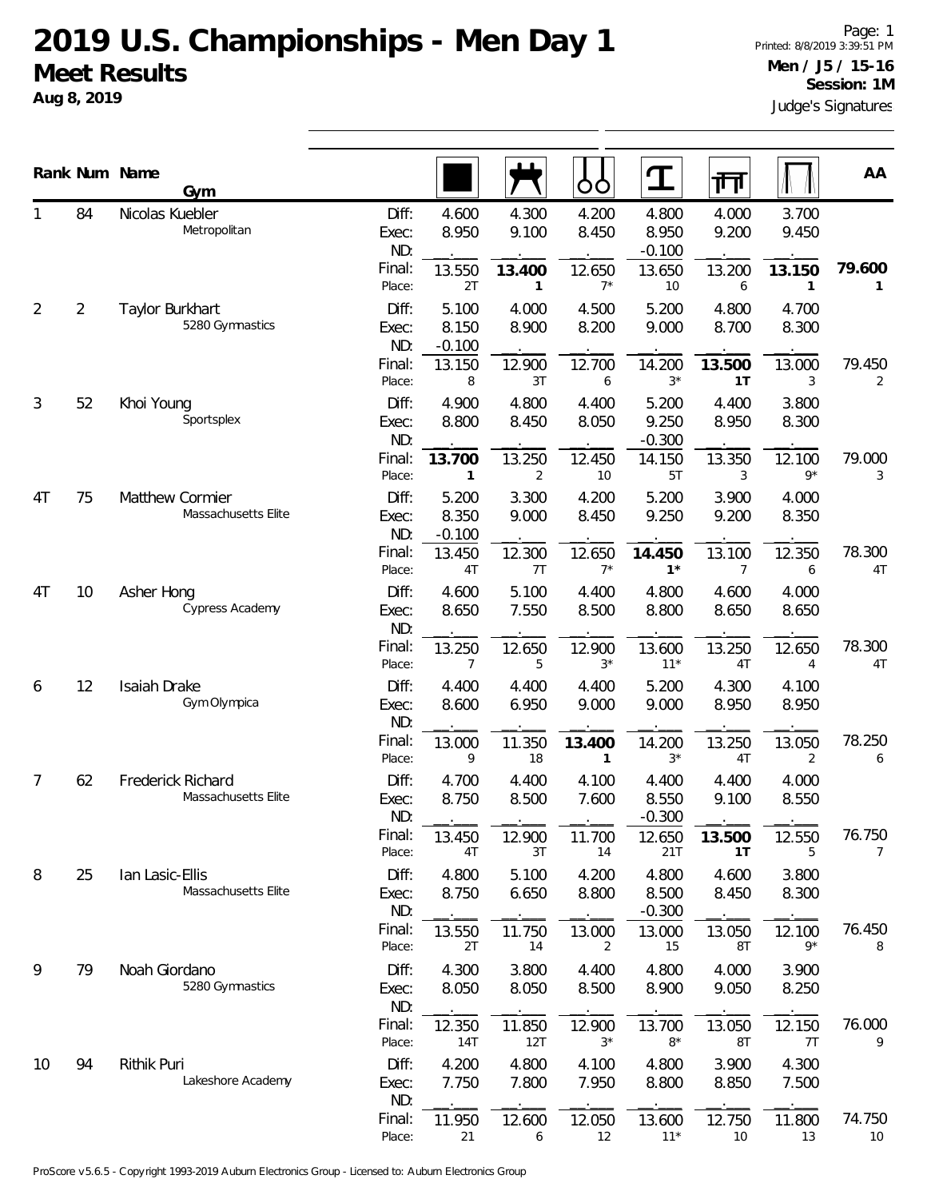# 2019 U.S. Championships - Men Day 1

## Meet Results

**Aug 8, 2019**

Page: 1
Printed: 8/8/2019 3:39:51 PM
**Men / J5 / 15-16**
**Session: 1M**
Judge's Signatures

| Rank | Num | Name / Gym | | Floor | Pommel Horse | Rings | Vault | Parallel Bars | High Bar | AA |
|---|---|---|---|---|---|---|---|---|---|---|
| 1 | 84 | Nicolas Kuebler<br>Metropolitan | Diff: | 4.600 | 4.300 | 4.200 | 4.800 | 4.000 | 3.700 | |
| | | | Exec: | 8.950 | 9.100 | 8.450 | 8.950 | 9.200 | 9.450 | |
| | | | ND: | . | . | . | -0.100 | . | . | |
| | | | Final: | 13.550 | **13.400** | 12.650 | 13.650 | 13.200 | **13.150** | **79.600** |
| | | | Place: | 2T | **1** | 7* | 10 | 6 | **1** | **1** |
| 2 | 2 | Taylor Burkhart<br>5280 Gymnastics | Diff: | 5.100 | 4.000 | 4.500 | 5.200 | 4.800 | 4.700 | |
| | | | Exec: | 8.150 | 8.900 | 8.200 | 9.000 | 8.700 | 8.300 | |
| | | | ND: | -0.100 | . | . | . | . | . | |
| | | | Final: | 13.150 | 12.900 | 12.700 | 14.200 | **13.500** | 13.000 | 79.450 |
| | | | Place: | 8 | 3T | 6 | 3* | **1T** | 3 | 2 |
| 3 | 52 | Khoi Young<br>Sportsplex | Diff: | 4.900 | 4.800 | 4.400 | 5.200 | 4.400 | 3.800 | |
| | | | Exec: | 8.800 | 8.450 | 8.050 | 9.250 | 8.950 | 8.300 | |
| | | | ND: | . | . | . | -0.300 | . | . | |
| | | | Final: | **13.700** | 13.250 | 12.450 | 14.150 | 13.350 | 12.100 | 79.000 |
| | | | Place: | **1** | 2 | 10 | 5T | 3 | 9* | 3 |
| 4T | 75 | Matthew Cormier<br>Massachusetts Elite | Diff: | 5.200 | 3.300 | 4.200 | 5.200 | 3.900 | 4.000 | |
| | | | Exec: | 8.350 | 9.000 | 8.450 | 9.250 | 9.200 | 8.350 | |
| | | | ND: | -0.100 | . | . | . | . | . | |
| | | | Final: | 13.450 | 12.300 | 12.650 | **14.450** | 13.100 | 12.350 | 78.300 |
| | | | Place: | 4T | 7T | 7* | **1*** | 7 | 6 | 4T |
| 4T | 10 | Asher Hong<br>Cypress Academy | Diff: | 4.600 | 5.100 | 4.400 | 4.800 | 4.600 | 4.000 | |
| | | | Exec: | 8.650 | 7.550 | 8.500 | 8.800 | 8.650 | 8.650 | |
| | | | ND: | . | . | . | . | . | . | |
| | | | Final: | 13.250 | 12.650 | 12.900 | 13.600 | 13.250 | 12.650 | 78.300 |
| | | | Place: | 7 | 5 | 3* | 11* | 4T | 4 | 4T |
| 6 | 12 | Isaiah Drake<br>Gym Olympica | Diff: | 4.400 | 4.400 | 4.400 | 5.200 | 4.300 | 4.100 | |
| | | | Exec: | 8.600 | 6.950 | 9.000 | 9.000 | 8.950 | 8.950 | |
| | | | ND: | . | . | . | . | . | . | |
| | | | Final: | 13.000 | 11.350 | **13.400** | 14.200 | 13.250 | 13.050 | 78.250 |
| | | | Place: | 9 | 18 | **1** | 3* | 4T | 2 | 6 |
| 7 | 62 | Frederick Richard<br>Massachusetts Elite | Diff: | 4.700 | 4.400 | 4.100 | 4.400 | 4.400 | 4.000 | |
| | | | Exec: | 8.750 | 8.500 | 7.600 | 8.550 | 9.100 | 8.550 | |
| | | | ND: | . | . | . | -0.300 | . | . | |
| | | | Final: | 13.450 | 12.900 | 11.700 | 12.650 | **13.500** | 12.550 | 76.750 |
| | | | Place: | 4T | 3T | 14 | 21T | **1T** | 5 | 7 |
| 8 | 25 | Ian Lasic-Ellis<br>Massachusetts Elite | Diff: | 4.800 | 5.100 | 4.200 | 4.800 | 4.600 | 3.800 | |
| | | | Exec: | 8.750 | 6.650 | 8.800 | 8.500 | 8.450 | 8.300 | |
| | | | ND: | . | . | . | -0.300 | . | . | |
| | | | Final: | 13.550 | 11.750 | 13.000 | 13.000 | 13.050 | 12.100 | 76.450 |
| | | | Place: | 2T | 14 | 2 | 15 | 8T | 9* | 8 |
| 9 | 79 | Noah Giordano<br>5280 Gymnastics | Diff: | 4.300 | 3.800 | 4.400 | 4.800 | 4.000 | 3.900 | |
| | | | Exec: | 8.050 | 8.050 | 8.500 | 8.900 | 9.050 | 8.250 | |
| | | | ND: | . | . | . | . | . | . | |
| | | | Final: | 12.350 | 11.850 | 12.900 | 13.700 | 13.050 | 12.150 | 76.000 |
| | | | Place: | 14T | 12T | 3* | 8* | 8T | 7T | 9 |
| 10 | 94 | Rithik Puri<br>Lakeshore Academy | Diff: | 4.200 | 4.800 | 4.100 | 4.800 | 3.900 | 4.300 | |
| | | | Exec: | 7.750 | 7.800 | 7.950 | 8.800 | 8.850 | 7.500 | |
| | | | ND: | . | . | . | . | . | . | |
| | | | Final: | 11.950 | 12.600 | 12.050 | 13.600 | 12.750 | 11.800 | 74.750 |
| | | | Place: | 21 | 6 | 12 | 11* | 10 | 13 | 10 |

ProScore v5.6.5 - Copyright 1993-2019 Auburn Electronics Group - Licensed to: Auburn Electronics Group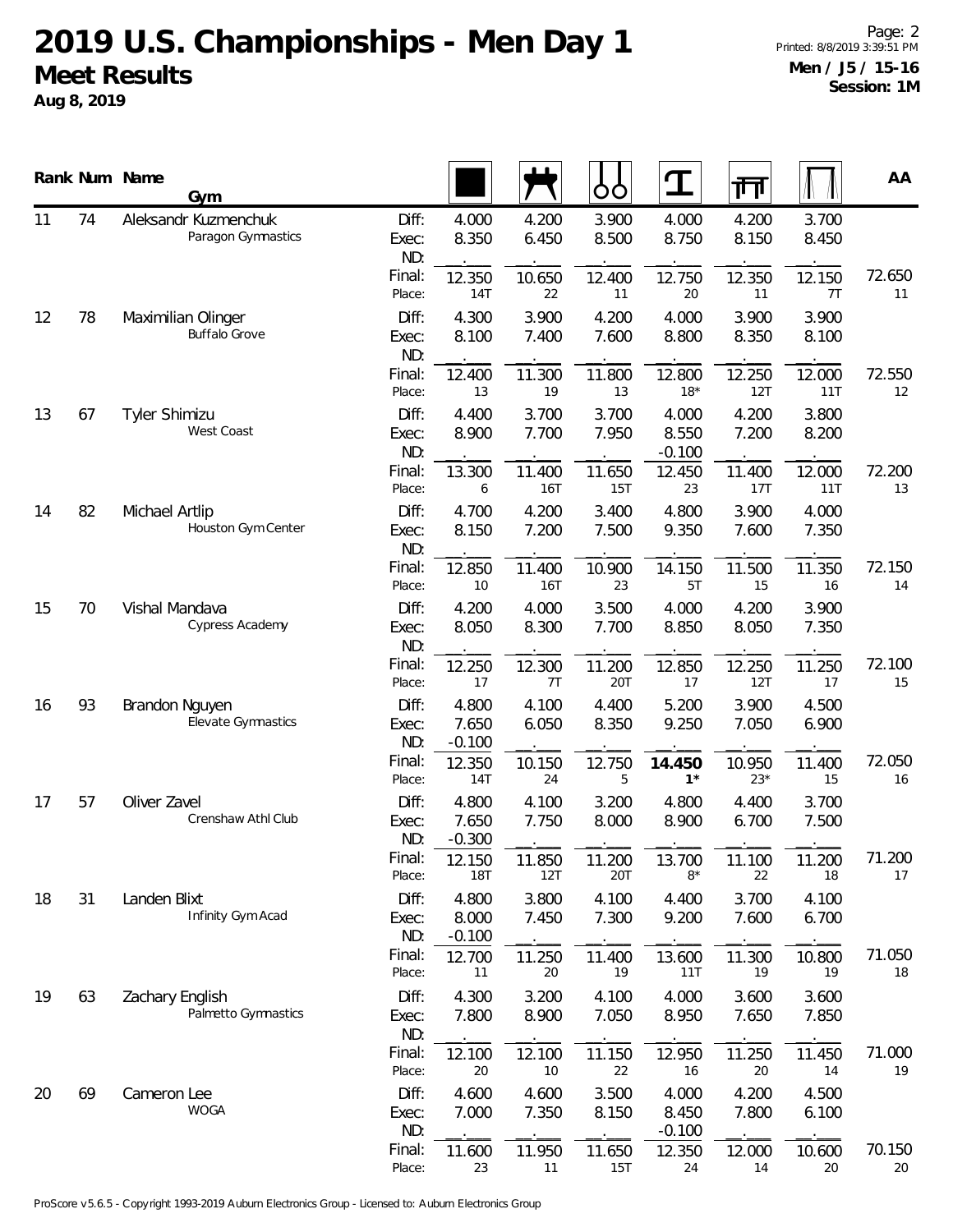# 2019 U.S. Championships - Men Day 1

## Meet Results

**Aug 8, 2019**

**Men / J5 / 15-16**
**Session: 1M**

| Rank | Num | Name / Gym | | Floor | Pommel Horse | Rings | Vault | Parallel Bars | High Bar | AA |
|---|---|---|---|---|---|---|---|---|---|---|
| 11 | 74 | Aleksandr Kuzmenchuk | Diff: | 4.000 | 4.200 | 3.900 | 4.000 | 4.200 | 3.700 | |
| | | Paragon Gymnastics | Exec: | 8.350 | 6.450 | 8.500 | 8.750 | 8.150 | 8.450 | |
| | | | ND: | . | . | . | . | . | . | |
| | | | Final: | 12.350 | 10.650 | 12.400 | 12.750 | 12.350 | 12.150 | 72.650 |
| | | | Place: | 14T | 22 | 11 | 20 | 11 | 7T | 11 |
| 12 | 78 | Maximilian Olinger | Diff: | 4.300 | 3.900 | 4.200 | 4.000 | 3.900 | 3.900 | |
| | | Buffalo Grove | Exec: | 8.100 | 7.400 | 7.600 | 8.800 | 8.350 | 8.100 | |
| | | | ND: | . | . | . | . | . | . | |
| | | | Final: | 12.400 | 11.300 | 11.800 | 12.800 | 12.250 | 12.000 | 72.550 |
| | | | Place: | 13 | 19 | 13 | 18* | 12T | 11T | 12 |
| 13 | 67 | Tyler Shimizu | Diff: | 4.400 | 3.700 | 3.700 | 4.000 | 4.200 | 3.800 | |
| | | West Coast | Exec: | 8.900 | 7.700 | 7.950 | 8.550 | 7.200 | 8.200 | |
| | | | ND: | . | . | . | -0.100 | . | . | |
| | | | Final: | 13.300 | 11.400 | 11.650 | 12.450 | 11.400 | 12.000 | 72.200 |
| | | | Place: | 6 | 16T | 15T | 23 | 17T | 11T | 13 |
| 14 | 82 | Michael Artlip | Diff: | 4.700 | 4.200 | 3.400 | 4.800 | 3.900 | 4.000 | |
| | | Houston Gym Center | Exec: | 8.150 | 7.200 | 7.500 | 9.350 | 7.600 | 7.350 | |
| | | | ND: | . | . | . | . | . | . | |
| | | | Final: | 12.850 | 11.400 | 10.900 | 14.150 | 11.500 | 11.350 | 72.150 |
| | | | Place: | 10 | 16T | 23 | 5T | 15 | 16 | 14 |
| 15 | 70 | Vishal Mandava | Diff: | 4.200 | 4.000 | 3.500 | 4.000 | 4.200 | 3.900 | |
| | | Cypress Academy | Exec: | 8.050 | 8.300 | 7.700 | 8.850 | 8.050 | 7.350 | |
| | | | ND: | . | . | . | . | . | . | |
| | | | Final: | 12.250 | 12.300 | 11.200 | 12.850 | 12.250 | 11.250 | 72.100 |
| | | | Place: | 17 | 7T | 20T | 17 | 12T | 17 | 15 |
| 16 | 93 | Brandon Nguyen | Diff: | 4.800 | 4.100 | 4.400 | 5.200 | 3.900 | 4.500 | |
| | | Elevate Gymnastics | Exec: | 7.650 | 6.050 | 8.350 | 9.250 | 7.050 | 6.900 | |
| | | | ND: | -0.100 | . | . | . | . | . | |
| | | | Final: | 12.350 | 10.150 | 12.750 | **14.450** | 10.950 | 11.400 | 72.050 |
| | | | Place: | 14T | 24 | 5 | **1*** | 23* | 15 | 16 |
| 17 | 57 | Oliver Zavel | Diff: | 4.800 | 4.100 | 3.200 | 4.800 | 4.400 | 3.700 | |
| | | Crenshaw Athl Club | Exec: | 7.650 | 7.750 | 8.000 | 8.900 | 6.700 | 7.500 | |
| | | | ND: | -0.300 | . | . | . | . | . | |
| | | | Final: | 12.150 | 11.850 | 11.200 | 13.700 | 11.100 | 11.200 | 71.200 |
| | | | Place: | 18T | 12T | 20T | 8* | 22 | 18 | 17 |
| 18 | 31 | Landen Blixt | Diff: | 4.800 | 3.800 | 4.100 | 4.400 | 3.700 | 4.100 | |
| | | Infinity Gym Acad | Exec: | 8.000 | 7.450 | 7.300 | 9.200 | 7.600 | 6.700 | |
| | | | ND: | -0.100 | . | . | . | . | . | |
| | | | Final: | 12.700 | 11.250 | 11.400 | 13.600 | 11.300 | 10.800 | 71.050 |
| | | | Place: | 11 | 20 | 19 | 11T | 19 | 19 | 18 |
| 19 | 63 | Zachary English | Diff: | 4.300 | 3.200 | 4.100 | 4.000 | 3.600 | 3.600 | |
| | | Palmetto Gymnastics | Exec: | 7.800 | 8.900 | 7.050 | 8.950 | 7.650 | 7.850 | |
| | | | ND: | . | . | . | . | . | . | |
| | | | Final: | 12.100 | 12.100 | 11.150 | 12.950 | 11.250 | 11.450 | 71.000 |
| | | | Place: | 20 | 10 | 22 | 16 | 20 | 14 | 19 |
| 20 | 69 | Cameron Lee | Diff: | 4.600 | 4.600 | 3.500 | 4.000 | 4.200 | 4.500 | |
| | | WOGA | Exec: | 7.000 | 7.350 | 8.150 | 8.450 | 7.800 | 6.100 | |
| | | | ND: | . | . | . | -0.100 | . | . | |
| | | | Final: | 11.600 | 11.950 | 11.650 | 12.350 | 12.000 | 10.600 | 70.150 |
| | | | Place: | 23 | 11 | 15T | 24 | 14 | 20 | 20 |

ProScore v5.6.5 - Copyright 1993-2019 Auburn Electronics Group - Licensed to: Auburn Electronics Group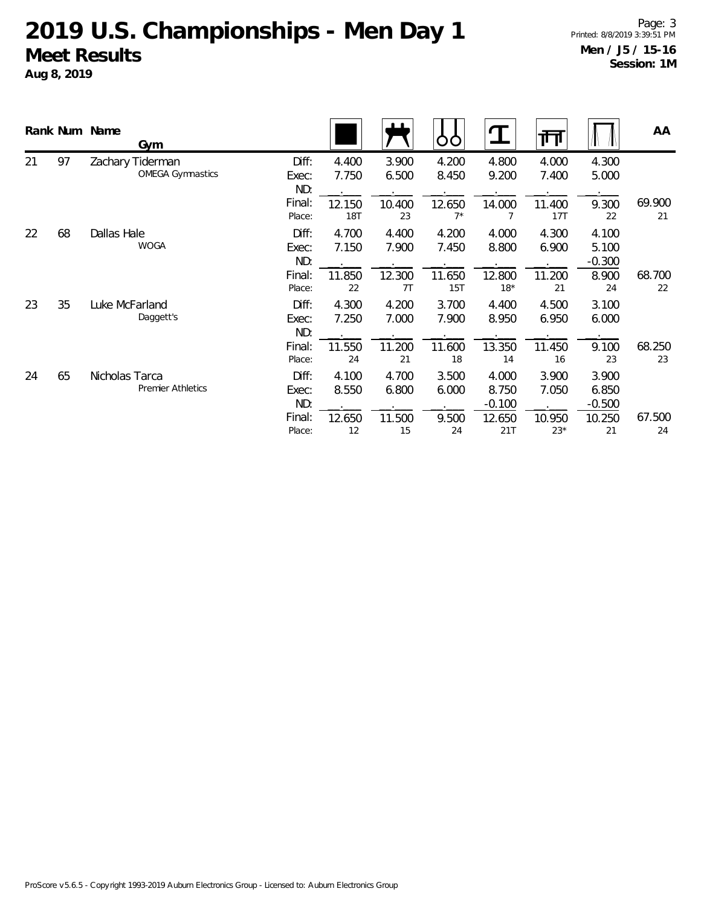# 2019 U.S. Championships - Men Day 1

## Meet Results

**Aug 8, 2019**

**Men / J5 / 15-16**
**Session: 1M**

| Rank | Num | Name / Gym | | Floor | Pommel Horse | Rings | Vault | Parallel Bars | High Bar | AA |
|---|---|---|---|---|---|---|---|---|---|---|
| 21 | 97 | Zachary Tiderman | Diff: | 4.400 | 3.900 | 4.200 | 4.800 | 4.000 | 4.300 | |
| | | OMEGA Gymnastics | Exec: | 7.750 | 6.500 | 8.450 | 9.200 | 7.400 | 5.000 | |
| | | | ND: | . | . | . | . | . | . | |
| | | | Final: | 12.150 | 10.400 | 12.650 | 14.000 | 11.400 | 9.300 | 69.900 |
| | | | Place: | 18T | 23 | 7* | 7 | 17T | 22 | 21 |
| 22 | 68 | Dallas Hale | Diff: | 4.700 | 4.400 | 4.200 | 4.000 | 4.300 | 4.100 | |
| | | WOGA | Exec: | 7.150 | 7.900 | 7.450 | 8.800 | 6.900 | 5.100 | |
| | | | ND: | . | . | . | . | . | -0.300 | |
| | | | Final: | 11.850 | 12.300 | 11.650 | 12.800 | 11.200 | 8.900 | 68.700 |
| | | | Place: | 22 | 7T | 15T | 18* | 21 | 24 | 22 |
| 23 | 35 | Luke McFarland | Diff: | 4.300 | 4.200 | 3.700 | 4.400 | 4.500 | 3.100 | |
| | | Daggett's | Exec: | 7.250 | 7.000 | 7.900 | 8.950 | 6.950 | 6.000 | |
| | | | ND: | . | . | . | . | . | . | |
| | | | Final: | 11.550 | 11.200 | 11.600 | 13.350 | 11.450 | 9.100 | 68.250 |
| | | | Place: | 24 | 21 | 18 | 14 | 16 | 23 | 23 |
| 24 | 65 | Nicholas Tarca | Diff: | 4.100 | 4.700 | 3.500 | 4.000 | 3.900 | 3.900 | |
| | | Premier Athletics | Exec: | 8.550 | 6.800 | 6.000 | 8.750 | 7.050 | 6.850 | |
| | | | ND: | . | . | . | -0.100 | . | -0.500 | |
| | | | Final: | 12.650 | 11.500 | 9.500 | 12.650 | 10.950 | 10.250 | 67.500 |
| | | | Place: | 12 | 15 | 24 | 21T | 23* | 21 | 24 |

ProScore v5.6.5 - Copyright 1993-2019 Auburn Electronics Group - Licensed to: Auburn Electronics Group